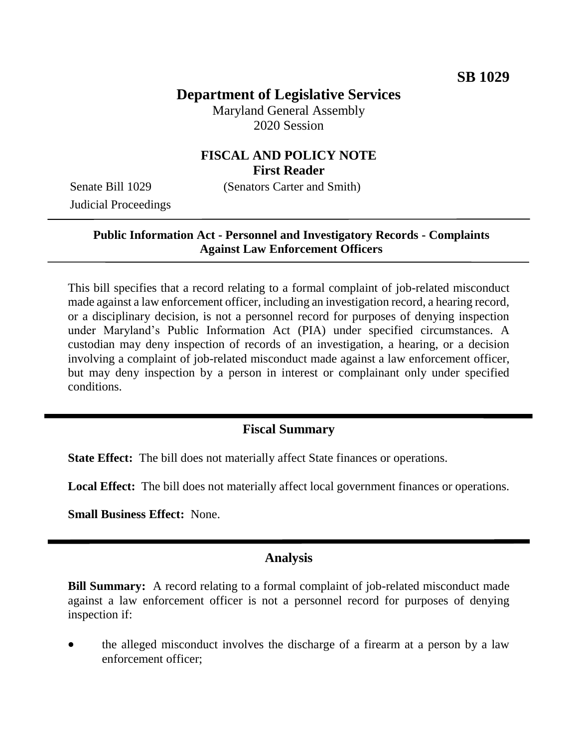**SB 1029**

# Department of Legislative Services

Maryland General Assembly
2020 Session

## FISCAL AND POLICY NOTE
**First Reader**

Senate Bill 1029 (Senators Carter and Smith)
Judicial Proceedings

---

**Public Information Act - Personnel and Investigatory Records - Complaints Against Law Enforcement Officers**

---

This bill specifies that a record relating to a formal complaint of job-related misconduct made against a law enforcement officer, including an investigation record, a hearing record, or a disciplinary decision, is not a personnel record for purposes of denying inspection under Maryland's Public Information Act (PIA) under specified circumstances. A custodian may deny inspection of records of an investigation, a hearing, or a decision involving a complaint of job-related misconduct made against a law enforcement officer, but may deny inspection by a person in interest or complainant only under specified conditions.

---

## Fiscal Summary

**State Effect:** The bill does not materially affect State finances or operations.

**Local Effect:** The bill does not materially affect local government finances or operations.

**Small Business Effect:** None.

---

## Analysis

**Bill Summary:** A record relating to a formal complaint of job-related misconduct made against a law enforcement officer is not a personnel record for purposes of denying inspection if:

- the alleged misconduct involves the discharge of a firearm at a person by a law enforcement officer;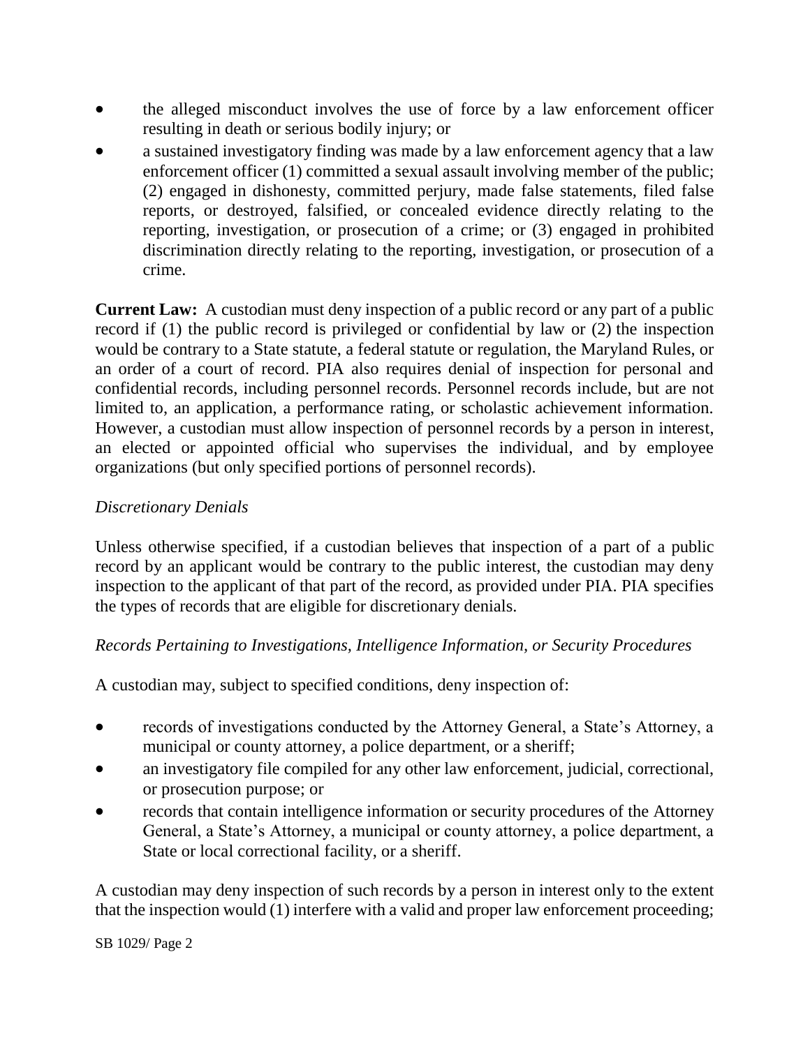- the alleged misconduct involves the use of force by a law enforcement officer resulting in death or serious bodily injury; or
- a sustained investigatory finding was made by a law enforcement agency that a law enforcement officer (1) committed a sexual assault involving member of the public; (2) engaged in dishonesty, committed perjury, made false statements, filed false reports, or destroyed, falsified, or concealed evidence directly relating to the reporting, investigation, or prosecution of a crime; or (3) engaged in prohibited discrimination directly relating to the reporting, investigation, or prosecution of a crime.

**Current Law:** A custodian must deny inspection of a public record or any part of a public record if (1) the public record is privileged or confidential by law or (2) the inspection would be contrary to a State statute, a federal statute or regulation, the Maryland Rules, or an order of a court of record. PIA also requires denial of inspection for personal and confidential records, including personnel records. Personnel records include, but are not limited to, an application, a performance rating, or scholastic achievement information. However, a custodian must allow inspection of personnel records by a person in interest, an elected or appointed official who supervises the individual, and by employee organizations (but only specified portions of personnel records).

*Discretionary Denials*

Unless otherwise specified, if a custodian believes that inspection of a part of a public record by an applicant would be contrary to the public interest, the custodian may deny inspection to the applicant of that part of the record, as provided under PIA. PIA specifies the types of records that are eligible for discretionary denials.

*Records Pertaining to Investigations, Intelligence Information, or Security Procedures*

A custodian may, subject to specified conditions, deny inspection of:

- records of investigations conducted by the Attorney General, a State's Attorney, a municipal or county attorney, a police department, or a sheriff;
- an investigatory file compiled for any other law enforcement, judicial, correctional, or prosecution purpose; or
- records that contain intelligence information or security procedures of the Attorney General, a State's Attorney, a municipal or county attorney, a police department, a State or local correctional facility, or a sheriff.

A custodian may deny inspection of such records by a person in interest only to the extent that the inspection would (1) interfere with a valid and proper law enforcement proceeding;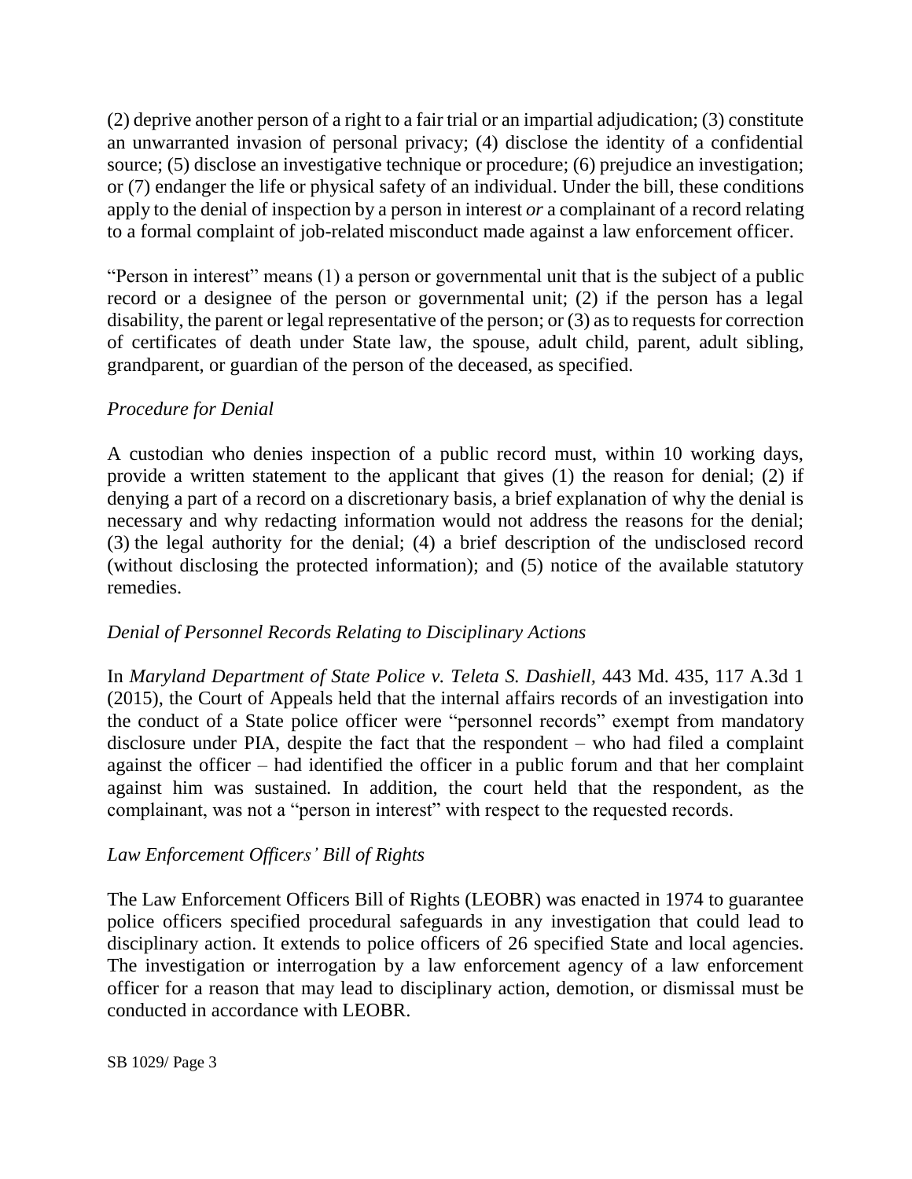(2) deprive another person of a right to a fair trial or an impartial adjudication; (3) constitute an unwarranted invasion of personal privacy; (4) disclose the identity of a confidential source; (5) disclose an investigative technique or procedure; (6) prejudice an investigation; or (7) endanger the life or physical safety of an individual. Under the bill, these conditions apply to the denial of inspection by a person in interest *or* a complainant of a record relating to a formal complaint of job-related misconduct made against a law enforcement officer.

"Person in interest" means (1) a person or governmental unit that is the subject of a public record or a designee of the person or governmental unit; (2) if the person has a legal disability, the parent or legal representative of the person; or (3) as to requests for correction of certificates of death under State law, the spouse, adult child, parent, adult sibling, grandparent, or guardian of the person of the deceased, as specified.

*Procedure for Denial*

A custodian who denies inspection of a public record must, within 10 working days, provide a written statement to the applicant that gives (1) the reason for denial; (2) if denying a part of a record on a discretionary basis, a brief explanation of why the denial is necessary and why redacting information would not address the reasons for the denial; (3) the legal authority for the denial; (4) a brief description of the undisclosed record (without disclosing the protected information); and (5) notice of the available statutory remedies.

*Denial of Personnel Records Relating to Disciplinary Actions*

In *Maryland Department of State Police v. Teleta S. Dashiell*, 443 Md. 435, 117 A.3d 1 (2015), the Court of Appeals held that the internal affairs records of an investigation into the conduct of a State police officer were "personnel records" exempt from mandatory disclosure under PIA, despite the fact that the respondent – who had filed a complaint against the officer – had identified the officer in a public forum and that her complaint against him was sustained. In addition, the court held that the respondent, as the complainant, was not a "person in interest" with respect to the requested records.

*Law Enforcement Officers' Bill of Rights*

The Law Enforcement Officers Bill of Rights (LEOBR) was enacted in 1974 to guarantee police officers specified procedural safeguards in any investigation that could lead to disciplinary action. It extends to police officers of 26 specified State and local agencies. The investigation or interrogation by a law enforcement agency of a law enforcement officer for a reason that may lead to disciplinary action, demotion, or dismissal must be conducted in accordance with LEOBR.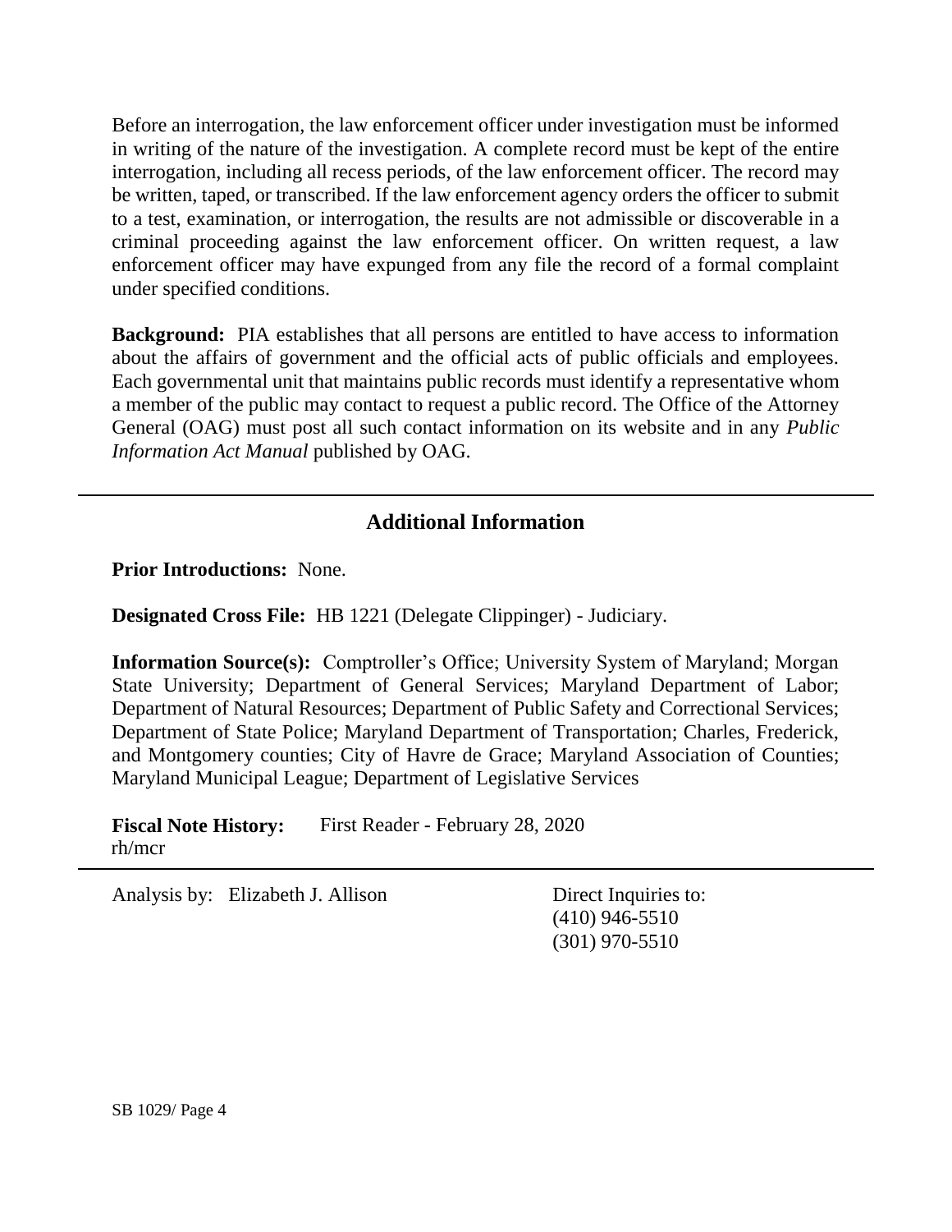Before an interrogation, the law enforcement officer under investigation must be informed in writing of the nature of the investigation. A complete record must be kept of the entire interrogation, including all recess periods, of the law enforcement officer. The record may be written, taped, or transcribed. If the law enforcement agency orders the officer to submit to a test, examination, or interrogation, the results are not admissible or discoverable in a criminal proceeding against the law enforcement officer. On written request, a law enforcement officer may have expunged from any file the record of a formal complaint under specified conditions.

**Background:** PIA establishes that all persons are entitled to have access to information about the affairs of government and the official acts of public officials and employees. Each governmental unit that maintains public records must identify a representative whom a member of the public may contact to request a public record. The Office of the Attorney General (OAG) must post all such contact information on its website and in any *Public Information Act Manual* published by OAG.

## Additional Information

**Prior Introductions:** None.

**Designated Cross File:** HB 1221 (Delegate Clippinger) - Judiciary.

**Information Source(s):** Comptroller's Office; University System of Maryland; Morgan State University; Department of General Services; Maryland Department of Labor; Department of Natural Resources; Department of Public Safety and Correctional Services; Department of State Police; Maryland Department of Transportation; Charles, Frederick, and Montgomery counties; City of Havre de Grace; Maryland Association of Counties; Maryland Municipal League; Department of Legislative Services

**Fiscal Note History:** First Reader - February 28, 2020
rh/mcr

Analysis by: Elizabeth J. Allison

Direct Inquiries to:
(410) 946-5510
(301) 970-5510